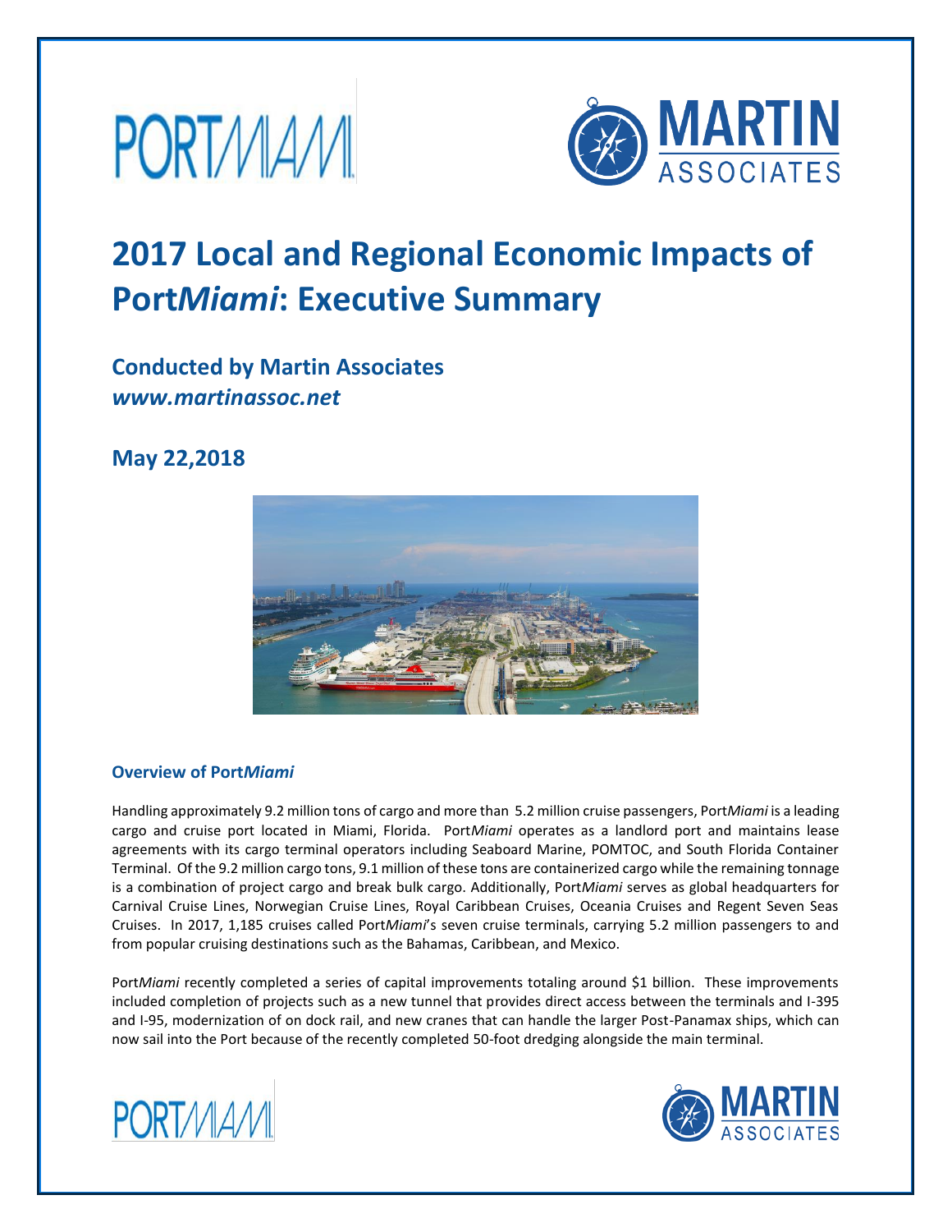# 2017 Local and Regional Economic Impacts of Port*Miami*: Executive Summary

## Conducted by Martin Associates

***www.martinassoc.net***

## May 22,2018

### Overview of Port*Miami*

Handling approximately 9.2 million tons of cargo and more than 5.2 million cruise passengers, Port*Miami* is a leading cargo and cruise port located in Miami, Florida. Port*Miami* operates as a landlord port and maintains lease agreements with its cargo terminal operators including Seaboard Marine, POMTOC, and South Florida Container Terminal. Of the 9.2 million cargo tons, 9.1 million of these tons are containerized cargo while the remaining tonnage is a combination of project cargo and break bulk cargo. Additionally, Port*Miami* serves as global headquarters for Carnival Cruise Lines, Norwegian Cruise Lines, Royal Caribbean Cruises, Oceania Cruises and Regent Seven Seas Cruises. In 2017, 1,185 cruises called Port*Miami*'s seven cruise terminals, carrying 5.2 million passengers to and from popular cruising destinations such as the Bahamas, Caribbean, and Mexico.

Port*Miami* recently completed a series of capital improvements totaling around $1 billion. These improvements included completion of projects such as a new tunnel that provides direct access between the terminals and I-395 and I-95, modernization of on dock rail, and new cranes that can handle the larger Post-Panamax ships, which can now sail into the Port because of the recently completed 50-foot dredging alongside the main terminal.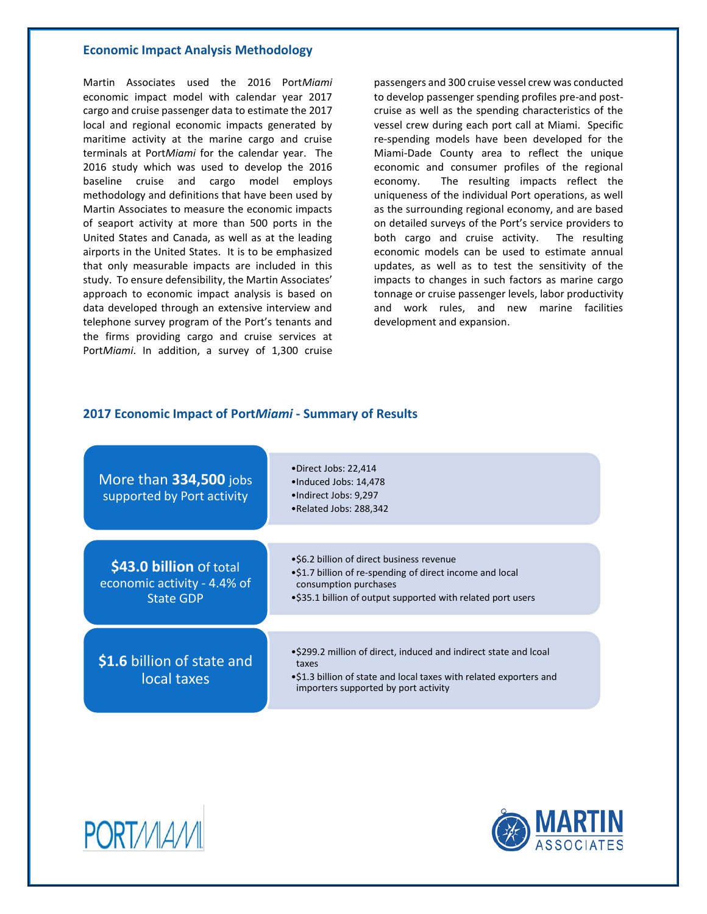## Economic Impact Analysis Methodology

Martin Associates used the 2016 Port*Miami* economic impact model with calendar year 2017 cargo and cruise passenger data to estimate the 2017 local and regional economic impacts generated by maritime activity at the marine cargo and cruise terminals at Port*Miami* for the calendar year. The 2016 study which was used to develop the 2016 baseline cruise and cargo model employs methodology and definitions that have been used by Martin Associates to measure the economic impacts of seaport activity at more than 500 ports in the United States and Canada, as well as at the leading airports in the United States. It is to be emphasized that only measurable impacts are included in this study. To ensure defensibility, the Martin Associates' approach to economic impact analysis is based on data developed through an extensive interview and telephone survey program of the Port's tenants and the firms providing cargo and cruise services at Port*Miami*. In addition, a survey of 1,300 cruise passengers and 300 cruise vessel crew was conducted to develop passenger spending profiles pre-and post-cruise as well as the spending characteristics of the vessel crew during each port call at Miami. Specific re-spending models have been developed for the Miami-Dade County area to reflect the unique economic and consumer profiles of the regional economy. The resulting impacts reflect the uniqueness of the individual Port operations, as well as the surrounding regional economy, and are based on detailed surveys of the Port's service providers to both cargo and cruise activity. The resulting economic models can be used to estimate annual updates, as well as to test the sensitivity of the impacts to changes in such factors as marine cargo tonnage or cruise passenger levels, labor productivity and work rules, and new marine facilities development and expansion.

## 2017 Economic Impact of Port*Miami* - Summary of Results

| Summary | Details |
| --- | --- |
| More than **334,500** jobs supported by Port activity | •Direct Jobs: 22,414<br>•Induced Jobs: 14,478<br>•Indirect Jobs: 9,297<br>•Related Jobs: 288,342 |
| **$43.0 billion** of total economic activity - 4.4% of State GDP | •$6.2 billion of direct business revenue<br>•$1.7 billion of re-spending of direct income and local consumption purchases<br>•$35.1 billion of output supported with related port users |
| **$1.6** billion of state and local taxes | •$299.2 million of direct, induced and indirect state and lcoal taxes<br>•$1.3 billion of state and local taxes with related exporters and importers supported by port activity |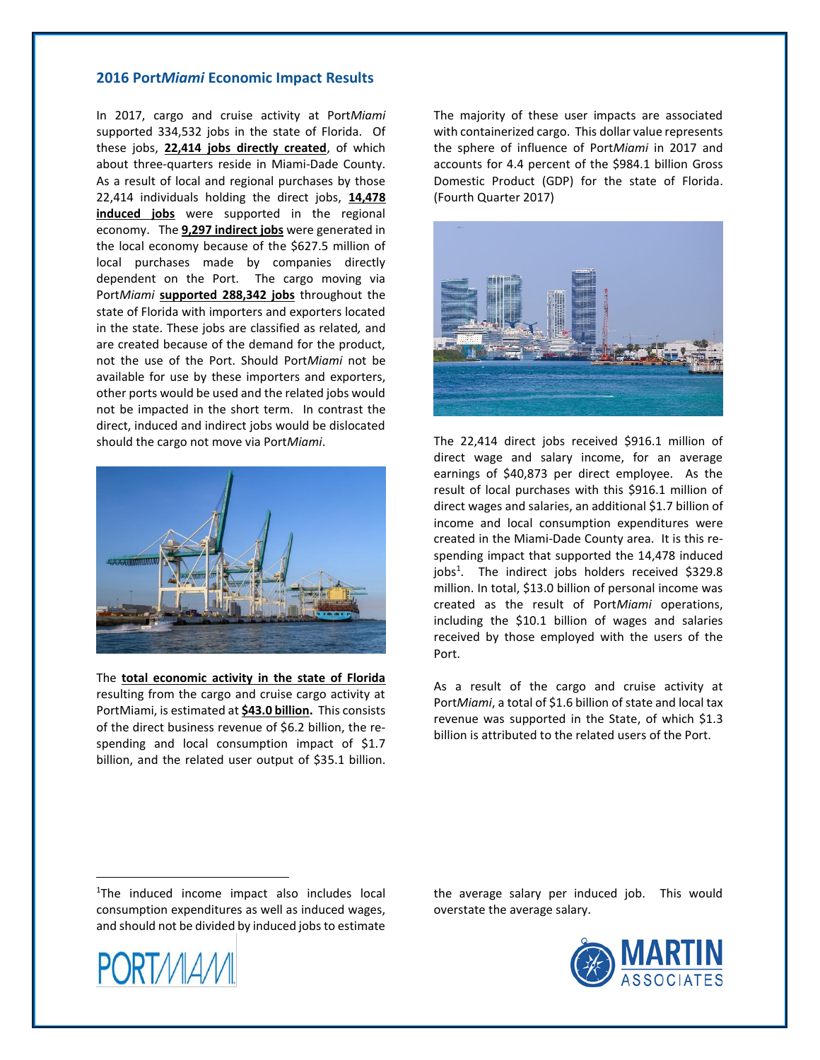## 2016 Port*Miami* Economic Impact Results

In 2017, cargo and cruise activity at Port*Miami* supported 334,532 jobs in the state of Florida. Of these jobs, **22,414 jobs directly created**, of which about three-quarters reside in Miami-Dade County. As a result of local and regional purchases by those 22,414 individuals holding the direct jobs, **14,478 induced jobs** were supported in the regional economy. The **9,297 indirect jobs** were generated in the local economy because of the $627.5 million of local purchases made by companies directly dependent on the Port. The cargo moving via Port*Miami* **supported 288,342 jobs** throughout the state of Florida with importers and exporters located in the state. These jobs are classified as related*,* and are created because of the demand for the product, not the use of the Port. Should Port*Miami* not be available for use by these importers and exporters, other ports would be used and the related jobs would not be impacted in the short term. In contrast the direct, induced and indirect jobs would be dislocated should the cargo not move via Port*Miami*.

The **total economic activity in the state of Florida** resulting from the cargo and cruise cargo activity at PortMiami, is estimated at **$43.0 billion.** This consists of the direct business revenue of $6.2 billion, the re-spending and local consumption impact of $1.7 billion, and the related user output of $35.1 billion. The majority of these user impacts are associated with containerized cargo. This dollar value represents the sphere of influence of Port*Miami* in 2017 and accounts for 4.4 percent of the $984.1 billion Gross Domestic Product (GDP) for the state of Florida. (Fourth Quarter 2017)

The 22,414 direct jobs received $916.1 million of direct wage and salary income, for an average earnings of $40,873 per direct employee. As the result of local purchases with this $916.1 million of direct wages and salaries, an additional $1.7 billion of income and local consumption expenditures were created in the Miami-Dade County area. It is this re-spending impact that supported the 14,478 induced jobs[1]. The indirect jobs holders received $329.8 million. In total, $13.0 billion of personal income was created as the result of Port*Miami* operations, including the $10.1 billion of wages and salaries received by those employed with the users of the Port.

As a result of the cargo and cruise activity at Port*Miami*, a total of $1.6 billion of state and local tax revenue was supported in the State, of which $1.3 billion is attributed to the related users of the Port.

---

[1]The induced income impact also includes local consumption expenditures as well as induced wages, and should not be divided by induced jobs to estimate the average salary per induced job. This would overstate the average salary.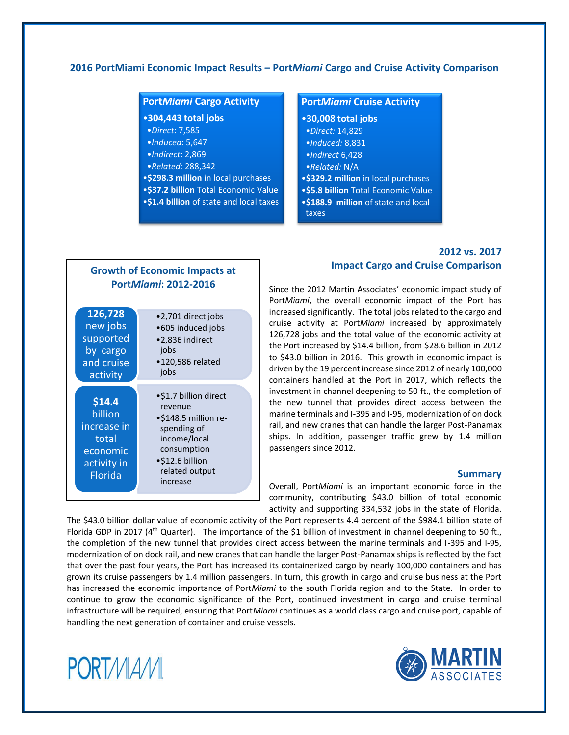## 2016 PortMiami Economic Impact Results – Port*Miami* Cargo and Cruise Activity Comparison

### Port*Miami* Cargo Activity

- **304,443 total jobs**
  - *Direct*: 7,585
  - *Induced*: 5,647
  - *Indirect*: 2,869
  - *Related*: 288,342
- **$298.3 million** in local purchases
- **$37.2 billion** Total Economic Value
- **$1.4 billion** of state and local taxes

### Port*Miami* Cruise Activity

- **30,008 total jobs**
  - *Direct:* 14,829
  - *Induced:* 8,831
  - *Indirect* 6,428
  - *Related:* N/A
- **$329.2 million** in local purchases
- **$5.8 billion** Total Economic Value
- **$188.9 million** of state and local taxes

### Growth of Economic Impacts at Port*Miami*: 2012-2016

**126,728** new jobs supported by cargo and cruise activity

- 2,701 direct jobs
- 605 induced jobs
- 2,836 indirect jobs
- 120,586 related jobs

**$14.4** billion increase in total economic activity in Florida

- $1.7 billion direct revenue
- $148.5 million re-spending of income/local consumption
- $12.6 billion related output increase

### 2012 vs. 2017 Impact Cargo and Cruise Comparison

Since the 2012 Martin Associates' economic impact study of Port*Miami*, the overall economic impact of the Port has increased significantly. The total jobs related to the cargo and cruise activity at Port*Miami* increased by approximately 126,728 jobs and the total value of the economic activity at the Port increased by $14.4 billion, from $28.6 billion in 2012 to $43.0 billion in 2016. This growth in economic impact is driven by the 19 percent increase since 2012 of nearly 100,000 containers handled at the Port in 2017, which reflects the investment in channel deepening to 50 ft., the completion of the new tunnel that provides direct access between the marine terminals and I-395 and I-95, modernization of on dock rail, and new cranes that can handle the larger Post-Panamax ships. In addition, passenger traffic grew by 1.4 million passengers since 2012.

### Summary

Overall, Port*Miami* is an important economic force in the community, contributing $43.0 billion of total economic activity and supporting 334,532 jobs in the state of Florida. The $43.0 billion dollar value of economic activity of the Port represents 4.4 percent of the $984.1 billion state of Florida GDP in 2017 (4th Quarter). The importance of the $1 billion of investment in channel deepening to 50 ft., the completion of the new tunnel that provides direct access between the marine terminals and I-395 and I-95, modernization of on dock rail, and new cranes that can handle the larger Post-Panamax ships is reflected by the fact that over the past four years, the Port has increased its containerized cargo by nearly 100,000 containers and has grown its cruise passengers by 1.4 million passengers. In turn, this growth in cargo and cruise business at the Port has increased the economic importance of Port*Miami* to the south Florida region and to the State. In order to continue to grow the economic significance of the Port, continued investment in cargo and cruise terminal infrastructure will be required, ensuring that Port*Miami* continues as a world class cargo and cruise port, capable of handling the next generation of container and cruise vessels.

PORTMIAMI

MARTIN ASSOCIATES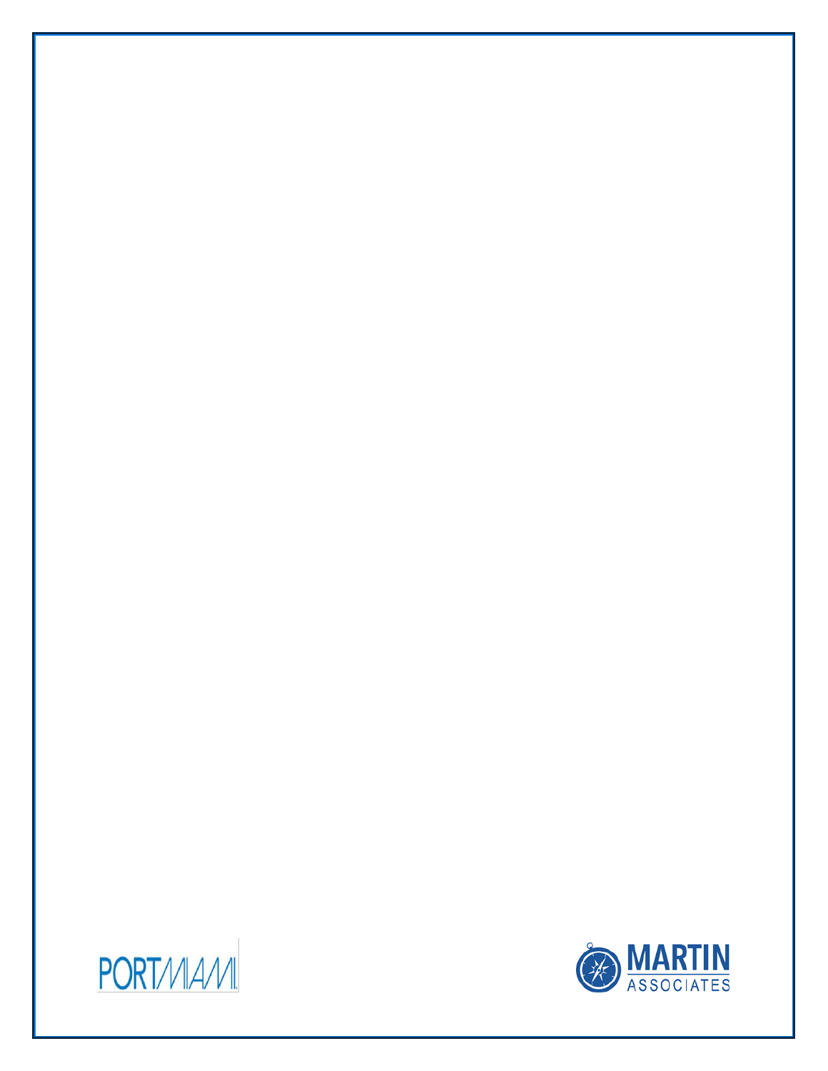PORTMIAMI

MARTIN ASSOCIATES